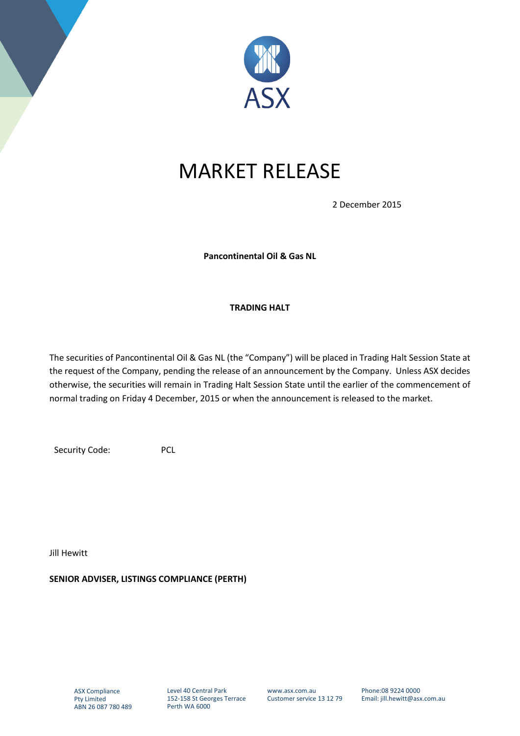# MARKET RELEASE

2 December 2015

**Pancontinental Oil & Gas NL**

**TRADING HALT**

The securities of Pancontinental Oil & Gas NL (the "Company") will be placed in Trading Halt Session State at the request of the Company, pending the release of an announcement by the Company. Unless ASX decides otherwise, the securities will remain in Trading Halt Session State until the earlier of the commencement of normal trading on Friday 4 December, 2015 or when the announcement is released to the market.

Security Code: PCL

Jill Hewitt

**SENIOR ADVISER, LISTINGS COMPLIANCE (PERTH)**

ASX Compliance Pty Limited
ABN 26 087 780 489

Level 40 Central Park
152-158 St Georges Terrace
Perth WA 6000

www.asx.com.au
Customer service 13 12 79

Phone:08 9224 0000
Email: jill.hewitt@asx.com.au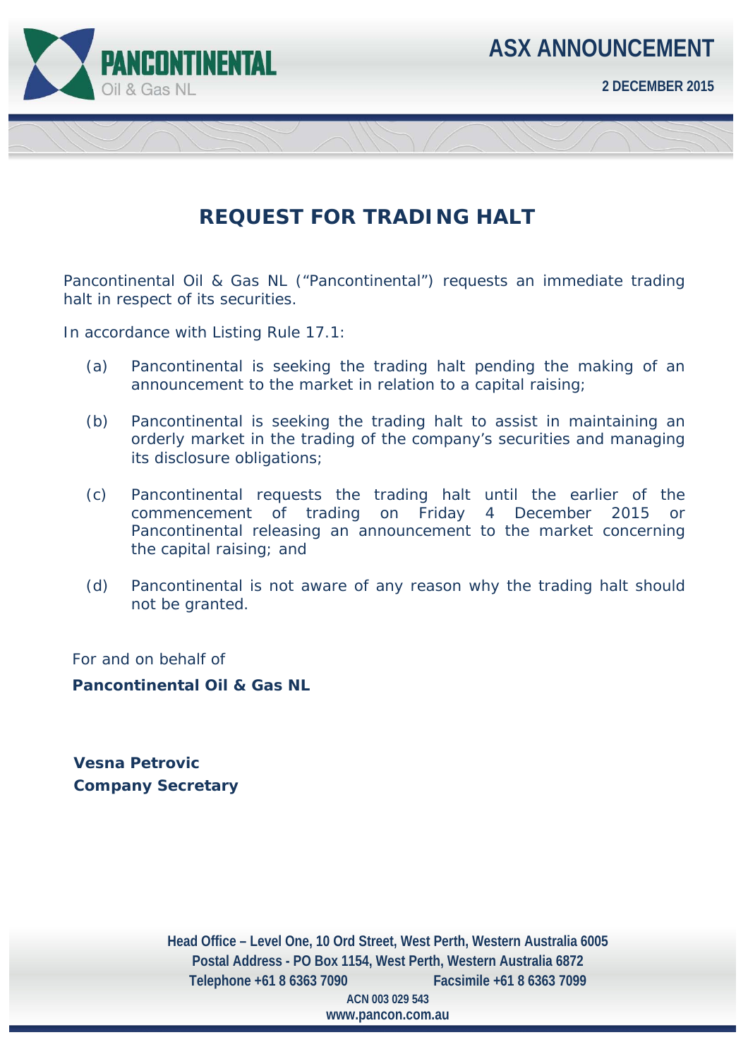ASX ANNOUNCEMENT

2 DECEMBER 2015

# REQUEST FOR TRADING HALT

Pancontinental Oil & Gas NL ("Pancontinental") requests an immediate trading halt in respect of its securities.

In accordance with Listing Rule 17.1:

(a) Pancontinental is seeking the trading halt pending the making of an announcement to the market in relation to a capital raising;

(b) Pancontinental is seeking the trading halt to assist in maintaining an orderly market in the trading of the company's securities and managing its disclosure obligations;

(c) Pancontinental requests the trading halt until the earlier of the commencement of trading on Friday 4 December 2015 or Pancontinental releasing an announcement to the market concerning the capital raising; and

(d) Pancontinental is not aware of any reason why the trading halt should not be granted.

For and on behalf of

**Pancontinental Oil & Gas NL**

**Vesna Petrovic**
**Company Secretary**

**Head Office – Level One, 10 Ord Street, West Perth, Western Australia 6005**
**Postal Address - PO Box 1154, West Perth, Western Australia 6872**
**Telephone +61 8 6363 7090 Facsimile +61 8 6363 7099**
**ACN 003 029 543**
**www.pancon.com.au**